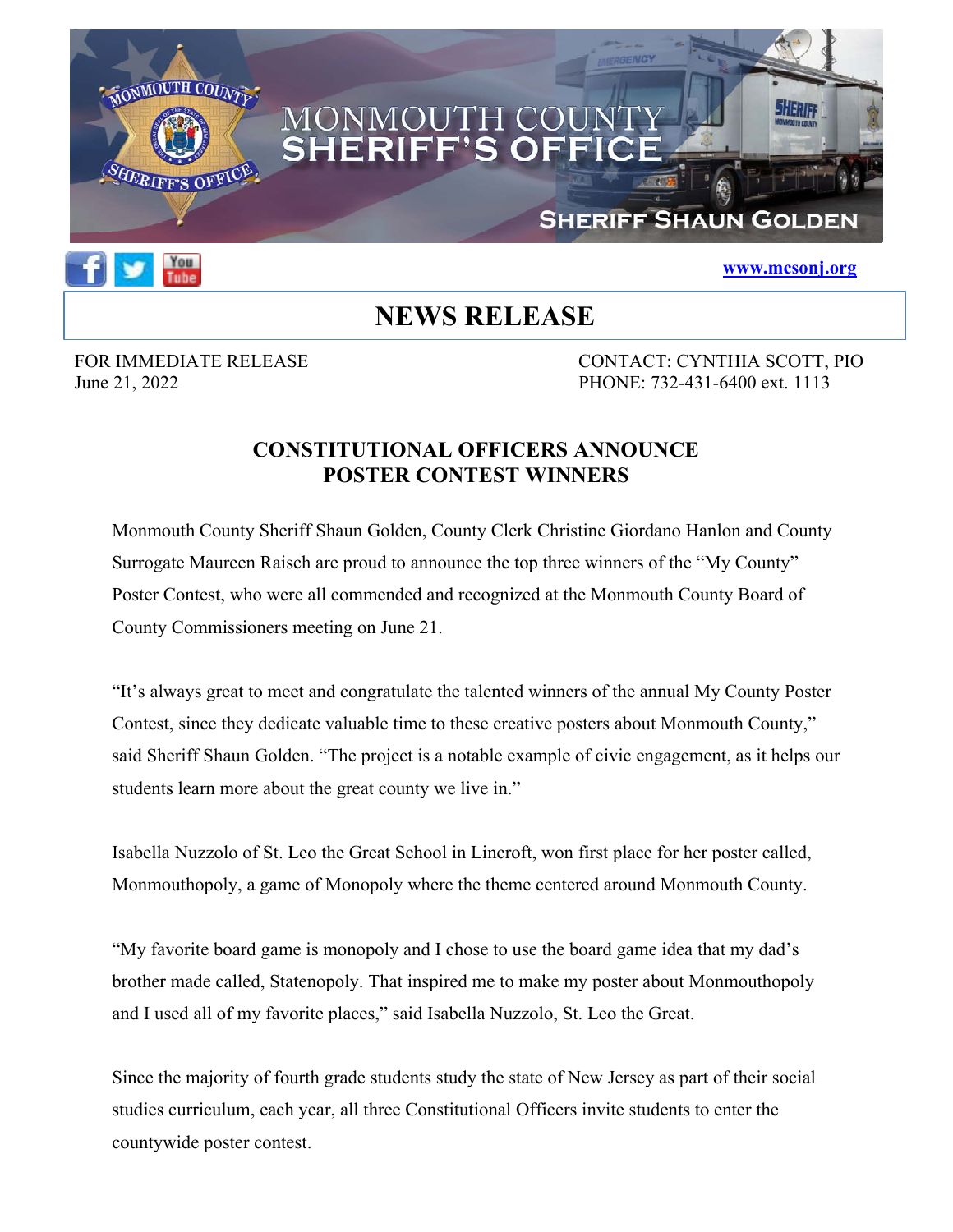MONMOUTH COUNTY SHERIFF'S OFFICE

SHERIFF SHAUN GOLDEN

www.mcsonj.org

# NEWS RELEASE

FOR IMMEDIATE RELEASE
June 21, 2022

CONTACT: CYNTHIA SCOTT, PIO
PHONE: 732-431-6400 ext. 1113

## CONSTITUTIONAL OFFICERS ANNOUNCE POSTER CONTEST WINNERS

Monmouth County Sheriff Shaun Golden, County Clerk Christine Giordano Hanlon and County Surrogate Maureen Raisch are proud to announce the top three winners of the "My County" Poster Contest, who were all commended and recognized at the Monmouth County Board of County Commissioners meeting on June 21.

"It's always great to meet and congratulate the talented winners of the annual My County Poster Contest, since they dedicate valuable time to these creative posters about Monmouth County," said Sheriff Shaun Golden. "The project is a notable example of civic engagement, as it helps our students learn more about the great county we live in."

Isabella Nuzzolo of St. Leo the Great School in Lincroft, won first place for her poster called, Monmouthopoly, a game of Monopoly where the theme centered around Monmouth County.

"My favorite board game is monopoly and I chose to use the board game idea that my dad's brother made called, Statenopoly. That inspired me to make my poster about Monmouthopoly and I used all of my favorite places," said Isabella Nuzzolo, St. Leo the Great.

Since the majority of fourth grade students study the state of New Jersey as part of their social studies curriculum, each year, all three Constitutional Officers invite students to enter the countywide poster contest.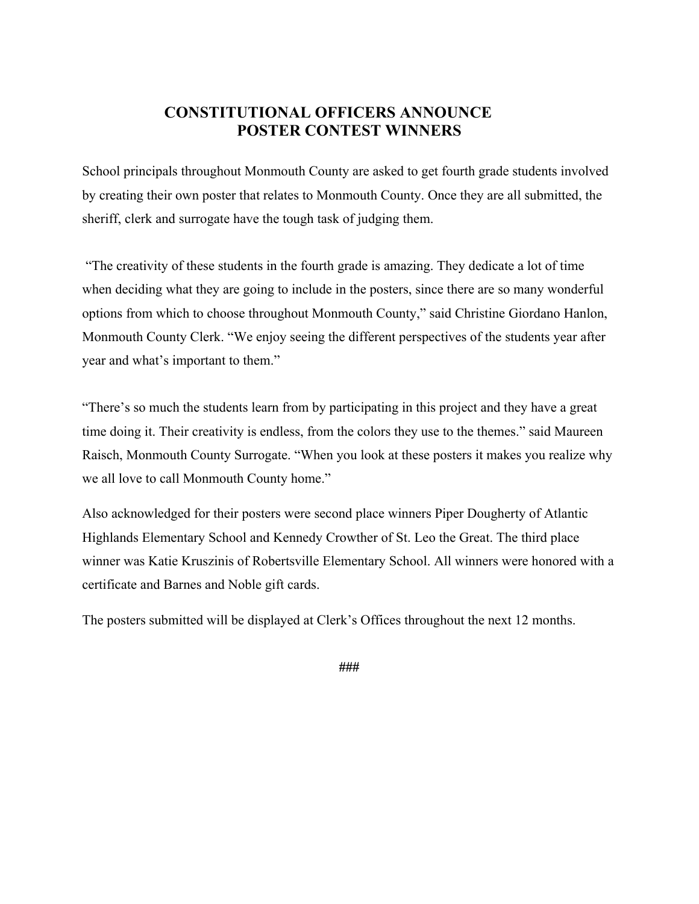# CONSTITUTIONAL OFFICERS ANNOUNCE POSTER CONTEST WINNERS

School principals throughout Monmouth County are asked to get fourth grade students involved by creating their own poster that relates to Monmouth County. Once they are all submitted, the sheriff, clerk and surrogate have the tough task of judging them.

"The creativity of these students in the fourth grade is amazing. They dedicate a lot of time when deciding what they are going to include in the posters, since there are so many wonderful options from which to choose throughout Monmouth County," said Christine Giordano Hanlon, Monmouth County Clerk. "We enjoy seeing the different perspectives of the students year after year and what's important to them."

"There's so much the students learn from by participating in this project and they have a great time doing it. Their creativity is endless, from the colors they use to the themes." said Maureen Raisch, Monmouth County Surrogate. "When you look at these posters it makes you realize why we all love to call Monmouth County home."

Also acknowledged for their posters were second place winners Piper Dougherty of Atlantic Highlands Elementary School and Kennedy Crowther of St. Leo the Great. The third place winner was Katie Kruszinis of Robertsville Elementary School. All winners were honored with a certificate and Barnes and Noble gift cards.

The posters submitted will be displayed at Clerk's Offices throughout the next 12 months.

###